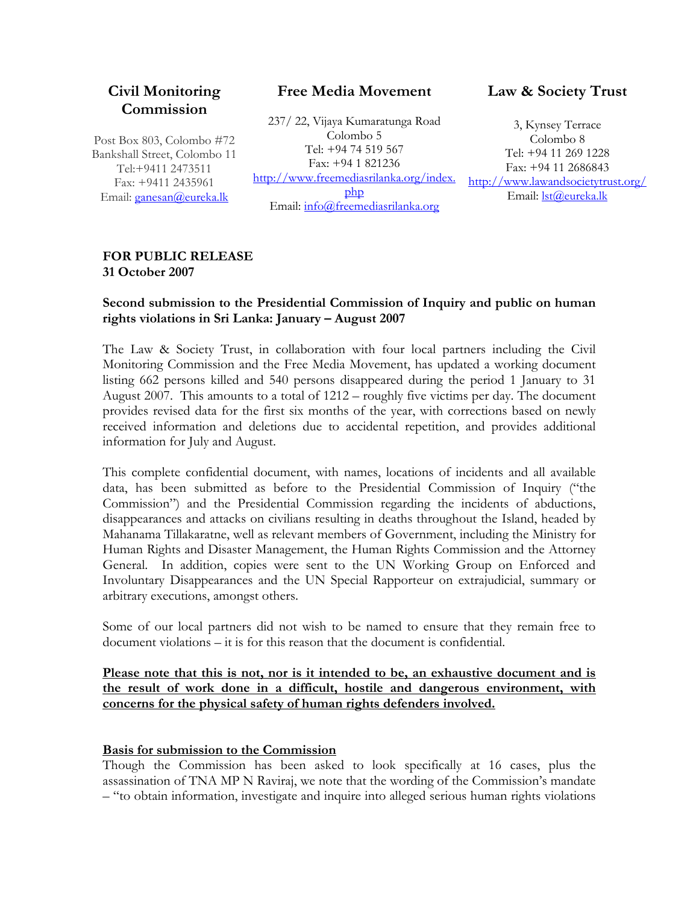**Civil Monitoring Commission**

Post Box 803, Colombo #72
Bankshall Street, Colombo 11
Tel:+9411 2473511
Fax: +9411 2435961
Email: ganesan@eureka.lk

**Free Media Movement**

237/ 22, Vijaya Kumaratunga Road
Colombo 5
Tel: +94 74 519 567
Fax: +94 1 821236
http://www.freemediasrilanka.org/index.php
Email: info@freemediasrilanka.org

**Law & Society Trust**

3, Kynsey Terrace
Colombo 8
Tel: +94 11 269 1228
Fax: +94 11 2686843
http://www.lawandsocietytrust.org/
Email: lst@eureka.lk

**FOR PUBLIC RELEASE**
**31 October 2007**

**Second submission to the Presidential Commission of Inquiry and public on human rights violations in Sri Lanka: January – August 2007**

The Law & Society Trust, in collaboration with four local partners including the Civil Monitoring Commission and the Free Media Movement, has updated a working document listing 662 persons killed and 540 persons disappeared during the period 1 January to 31 August 2007. This amounts to a total of 1212 – roughly five victims per day. The document provides revised data for the first six months of the year, with corrections based on newly received information and deletions due to accidental repetition, and provides additional information for July and August.

This complete confidential document, with names, locations of incidents and all available data, has been submitted as before to the Presidential Commission of Inquiry ("the Commission") and the Presidential Commission regarding the incidents of abductions, disappearances and attacks on civilians resulting in deaths throughout the Island, headed by Mahanama Tillakaratne, well as relevant members of Government, including the Ministry for Human Rights and Disaster Management, the Human Rights Commission and the Attorney General. In addition, copies were sent to the UN Working Group on Enforced and Involuntary Disappearances and the UN Special Rapporteur on extrajudicial, summary or arbitrary executions, amongst others.

Some of our local partners did not wish to be named to ensure that they remain free to document violations – it is for this reason that the document is confidential.

**Please note that this is not, nor is it intended to be, an exhaustive document and is the result of work done in a difficult, hostile and dangerous environment, with concerns for the physical safety of human rights defenders involved.**

**Basis for submission to the Commission**

Though the Commission has been asked to look specifically at 16 cases, plus the assassination of TNA MP N Raviraj, we note that the wording of the Commission's mandate – "to obtain information, investigate and inquire into alleged serious human rights violations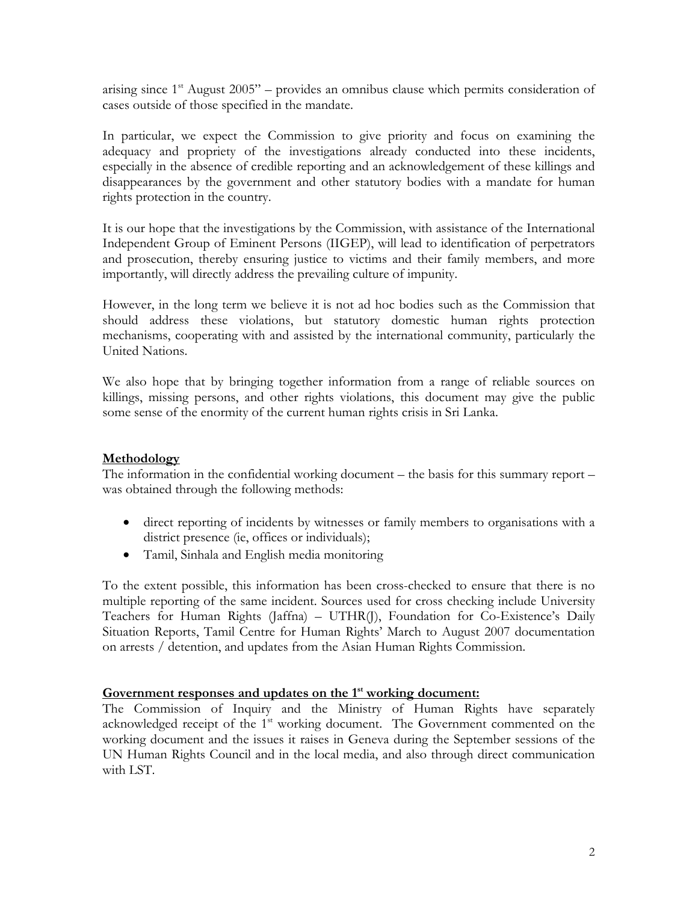arising since 1st August 2005" – provides an omnibus clause which permits consideration of cases outside of those specified in the mandate.

In particular, we expect the Commission to give priority and focus on examining the adequacy and propriety of the investigations already conducted into these incidents, especially in the absence of credible reporting and an acknowledgement of these killings and disappearances by the government and other statutory bodies with a mandate for human rights protection in the country.

It is our hope that the investigations by the Commission, with assistance of the International Independent Group of Eminent Persons (IIGEP), will lead to identification of perpetrators and prosecution, thereby ensuring justice to victims and their family members, and more importantly, will directly address the prevailing culture of impunity.

However, in the long term we believe it is not ad hoc bodies such as the Commission that should address these violations, but statutory domestic human rights protection mechanisms, cooperating with and assisted by the international community, particularly the United Nations.

We also hope that by bringing together information from a range of reliable sources on killings, missing persons, and other rights violations, this document may give the public some sense of the enormity of the current human rights crisis in Sri Lanka.

## Methodology

The information in the confidential working document – the basis for this summary report – was obtained through the following methods:

- direct reporting of incidents by witnesses or family members to organisations with a district presence (ie, offices or individuals);
- Tamil, Sinhala and English media monitoring

To the extent possible, this information has been cross-checked to ensure that there is no multiple reporting of the same incident. Sources used for cross checking include University Teachers for Human Rights (Jaffna) – UTHR(J), Foundation for Co-Existence's Daily Situation Reports, Tamil Centre for Human Rights' March to August 2007 documentation on arrests / detention, and updates from the Asian Human Rights Commission.

## Government responses and updates on the 1st working document:

The Commission of Inquiry and the Ministry of Human Rights have separately acknowledged receipt of the 1st working document. The Government commented on the working document and the issues it raises in Geneva during the September sessions of the UN Human Rights Council and in the local media, and also through direct communication with LST.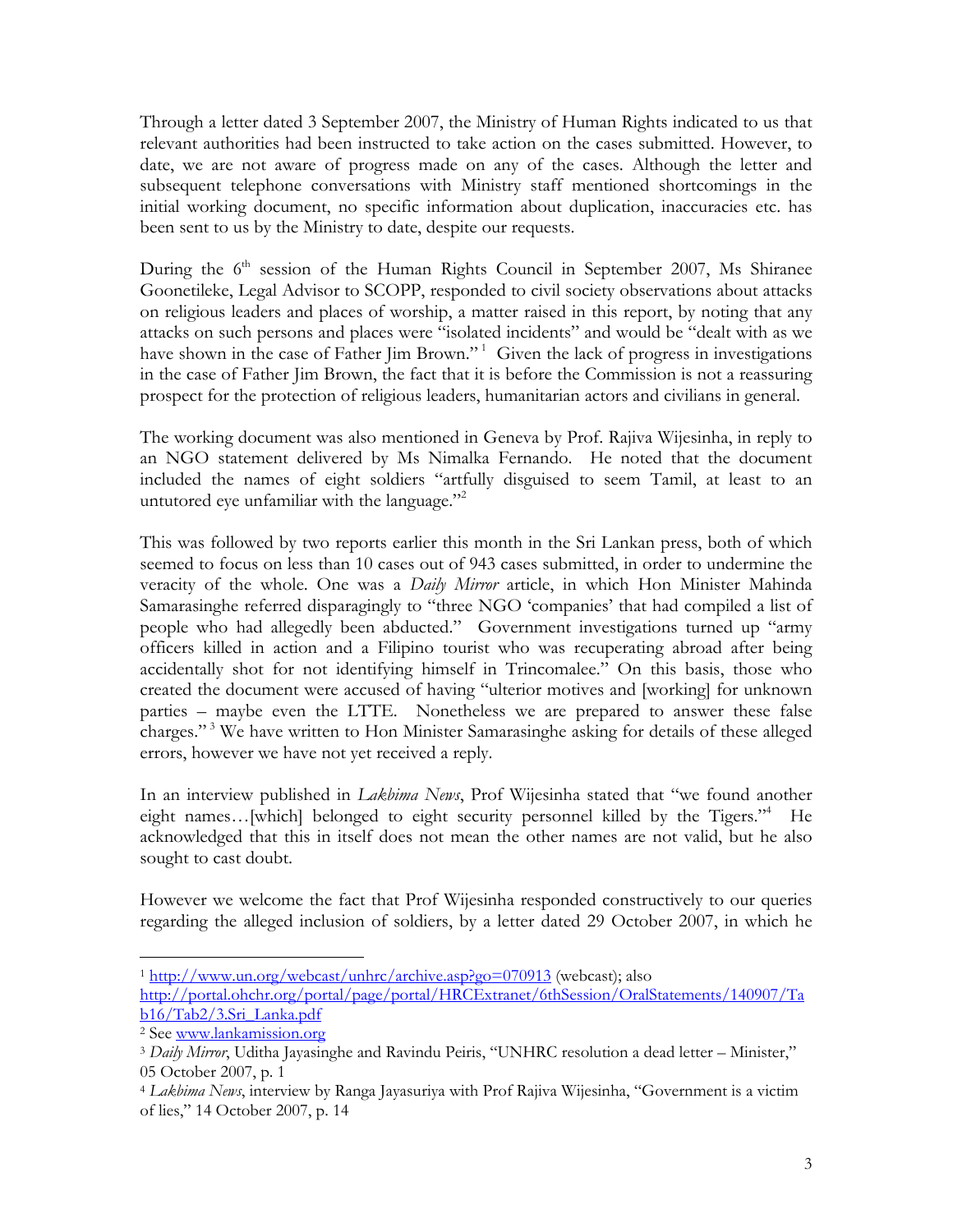Through a letter dated 3 September 2007, the Ministry of Human Rights indicated to us that relevant authorities had been instructed to take action on the cases submitted. However, to date, we are not aware of progress made on any of the cases. Although the letter and subsequent telephone conversations with Ministry staff mentioned shortcomings in the initial working document, no specific information about duplication, inaccuracies etc. has been sent to us by the Ministry to date, despite our requests.

During the 6th session of the Human Rights Council in September 2007, Ms Shiranee Goonetileke, Legal Advisor to SCOPP, responded to civil society observations about attacks on religious leaders and places of worship, a matter raised in this report, by noting that any attacks on such persons and places were "isolated incidents" and would be "dealt with as we have shown in the case of Father Jim Brown." [1] Given the lack of progress in investigations in the case of Father Jim Brown, the fact that it is before the Commission is not a reassuring prospect for the protection of religious leaders, humanitarian actors and civilians in general.

The working document was also mentioned in Geneva by Prof. Rajiva Wijesinha, in reply to an NGO statement delivered by Ms Nimalka Fernando. He noted that the document included the names of eight soldiers "artfully disguised to seem Tamil, at least to an untutored eye unfamiliar with the language."[2]

This was followed by two reports earlier this month in the Sri Lankan press, both of which seemed to focus on less than 10 cases out of 943 cases submitted, in order to undermine the veracity of the whole. One was a *Daily Mirror* article, in which Hon Minister Mahinda Samarasinghe referred disparagingly to "three NGO 'companies' that had compiled a list of people who had allegedly been abducted." Government investigations turned up "army officers killed in action and a Filipino tourist who was recuperating abroad after being accidentally shot for not identifying himself in Trincomalee." On this basis, those who created the document were accused of having "ulterior motives and [working] for unknown parties – maybe even the LTTE. Nonetheless we are prepared to answer these false charges." [3] We have written to Hon Minister Samarasinghe asking for details of these alleged errors, however we have not yet received a reply.

In an interview published in *Lakbima News*, Prof Wijesinha stated that "we found another eight names…[which] belonged to eight security personnel killed by the Tigers."[4] He acknowledged that this in itself does not mean the other names are not valid, but he also sought to cast doubt.

However we welcome the fact that Prof Wijesinha responded constructively to our queries regarding the alleged inclusion of soldiers, by a letter dated 29 October 2007, in which he

---

[1] http://www.un.org/webcast/unhrc/archive.asp?go=070913 (webcast); also http://portal.ohchr.org/portal/page/portal/HRCExtranet/6thSession/OralStatements/140907/Tab16/Tab2/3.Sri_Lanka.pdf

[2] See www.lankamission.org

[3] *Daily Mirror*, Uditha Jayasinghe and Ravindu Peiris, "UNHRC resolution a dead letter – Minister," 05 October 2007, p. 1

[4] *Lakbima News*, interview by Ranga Jayasuriya with Prof Rajiva Wijesinha, "Government is a victim of lies," 14 October 2007, p. 14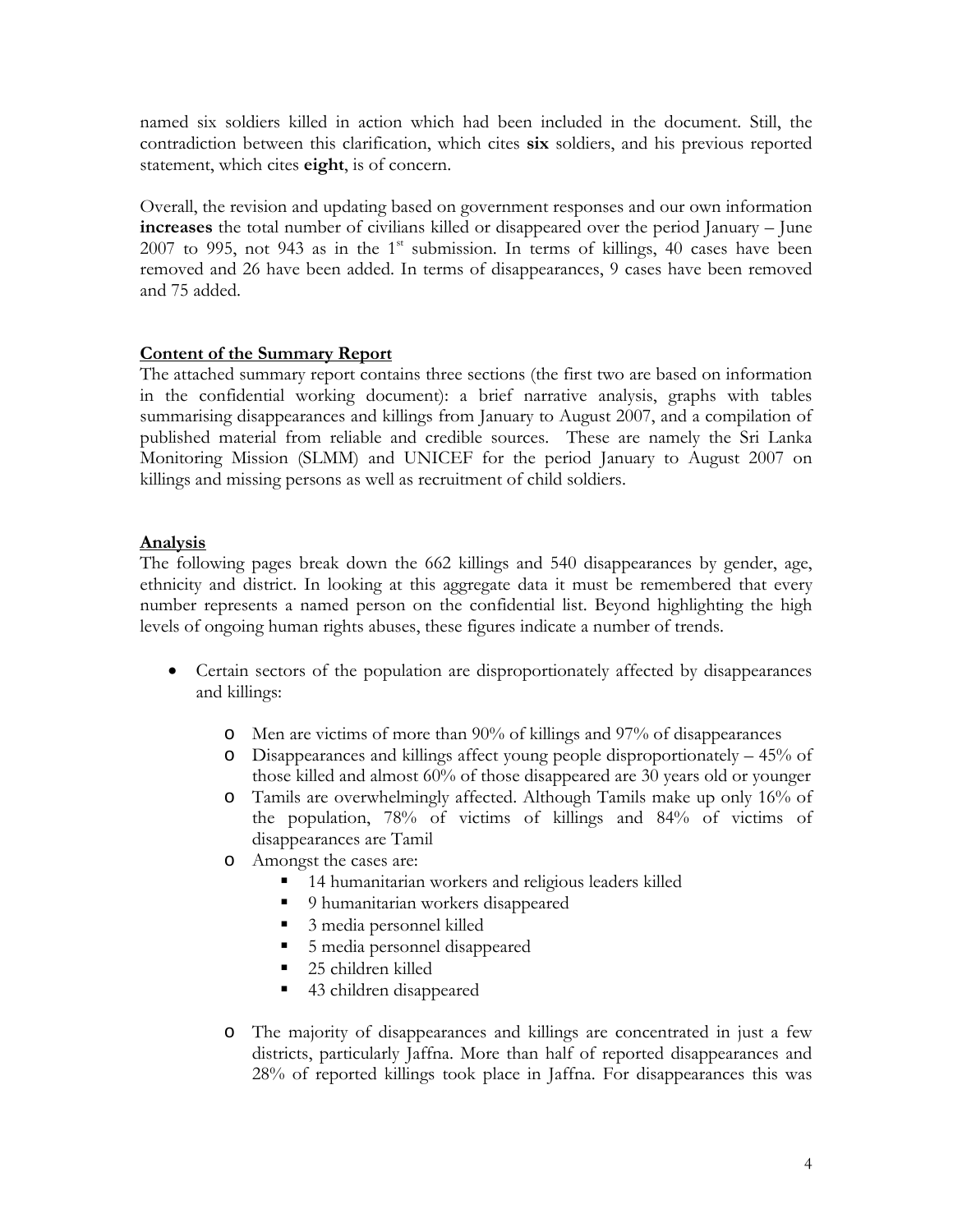named six soldiers killed in action which had been included in the document. Still, the contradiction between this clarification, which cites **six** soldiers, and his previous reported statement, which cites **eight**, is of concern.

Overall, the revision and updating based on government responses and our own information **increases** the total number of civilians killed or disappeared over the period January – June 2007 to 995, not 943 as in the 1st submission. In terms of killings, 40 cases have been removed and 26 have been added. In terms of disappearances, 9 cases have been removed and 75 added.

## Content of the Summary Report

The attached summary report contains three sections (the first two are based on information in the confidential working document): a brief narrative analysis, graphs with tables summarising disappearances and killings from January to August 2007, and a compilation of published material from reliable and credible sources. These are namely the Sri Lanka Monitoring Mission (SLMM) and UNICEF for the period January to August 2007 on killings and missing persons as well as recruitment of child soldiers.

## Analysis

The following pages break down the 662 killings and 540 disappearances by gender, age, ethnicity and district. In looking at this aggregate data it must be remembered that every number represents a named person on the confidential list. Beyond highlighting the high levels of ongoing human rights abuses, these figures indicate a number of trends.

- Certain sectors of the population are disproportionately affected by disappearances and killings:
  - Men are victims of more than 90% of killings and 97% of disappearances
  - Disappearances and killings affect young people disproportionately – 45% of those killed and almost 60% of those disappeared are 30 years old or younger
  - Tamils are overwhelmingly affected. Although Tamils make up only 16% of the population, 78% of victims of killings and 84% of victims of disappearances are Tamil
  - Amongst the cases are:
    - 14 humanitarian workers and religious leaders killed
    - 9 humanitarian workers disappeared
    - 3 media personnel killed
    - 5 media personnel disappeared
    - 25 children killed
    - 43 children disappeared
  - The majority of disappearances and killings are concentrated in just a few districts, particularly Jaffna. More than half of reported disappearances and 28% of reported killings took place in Jaffna. For disappearances this was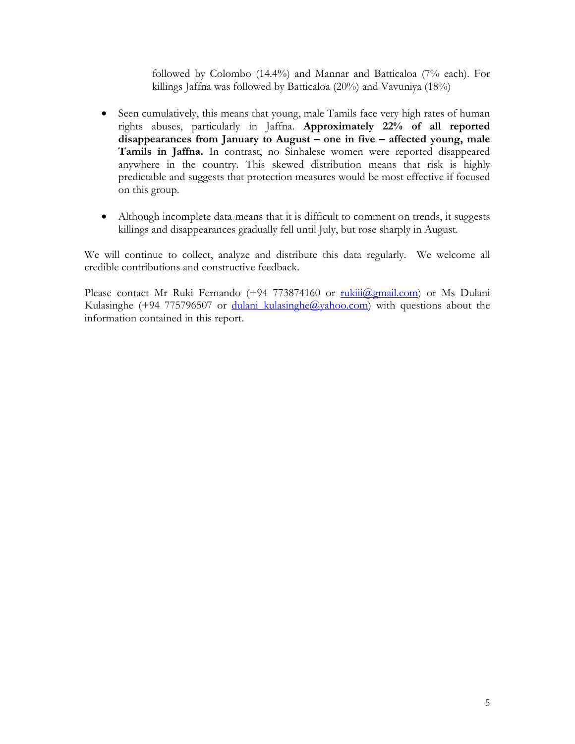followed by Colombo (14.4%) and Mannar and Batticaloa (7% each). For killings Jaffna was followed by Batticaloa (20%) and Vavuniya (18%)

- Seen cumulatively, this means that young, male Tamils face very high rates of human rights abuses, particularly in Jaffna. **Approximately 22% of all reported disappearances from January to August – one in five – affected young, male Tamils in Jaffna.** In contrast, no Sinhalese women were reported disappeared anywhere in the country. This skewed distribution means that risk is highly predictable and suggests that protection measures would be most effective if focused on this group.

- Although incomplete data means that it is difficult to comment on trends, it suggests killings and disappearances gradually fell until July, but rose sharply in August.

We will continue to collect, analyze and distribute this data regularly. We welcome all credible contributions and constructive feedback.

Please contact Mr Ruki Fernando (+94 773874160 or rukiii@gmail.com) or Ms Dulani Kulasinghe (+94 775796507 or dulani_kulasinghe@yahoo.com) with questions about the information contained in this report.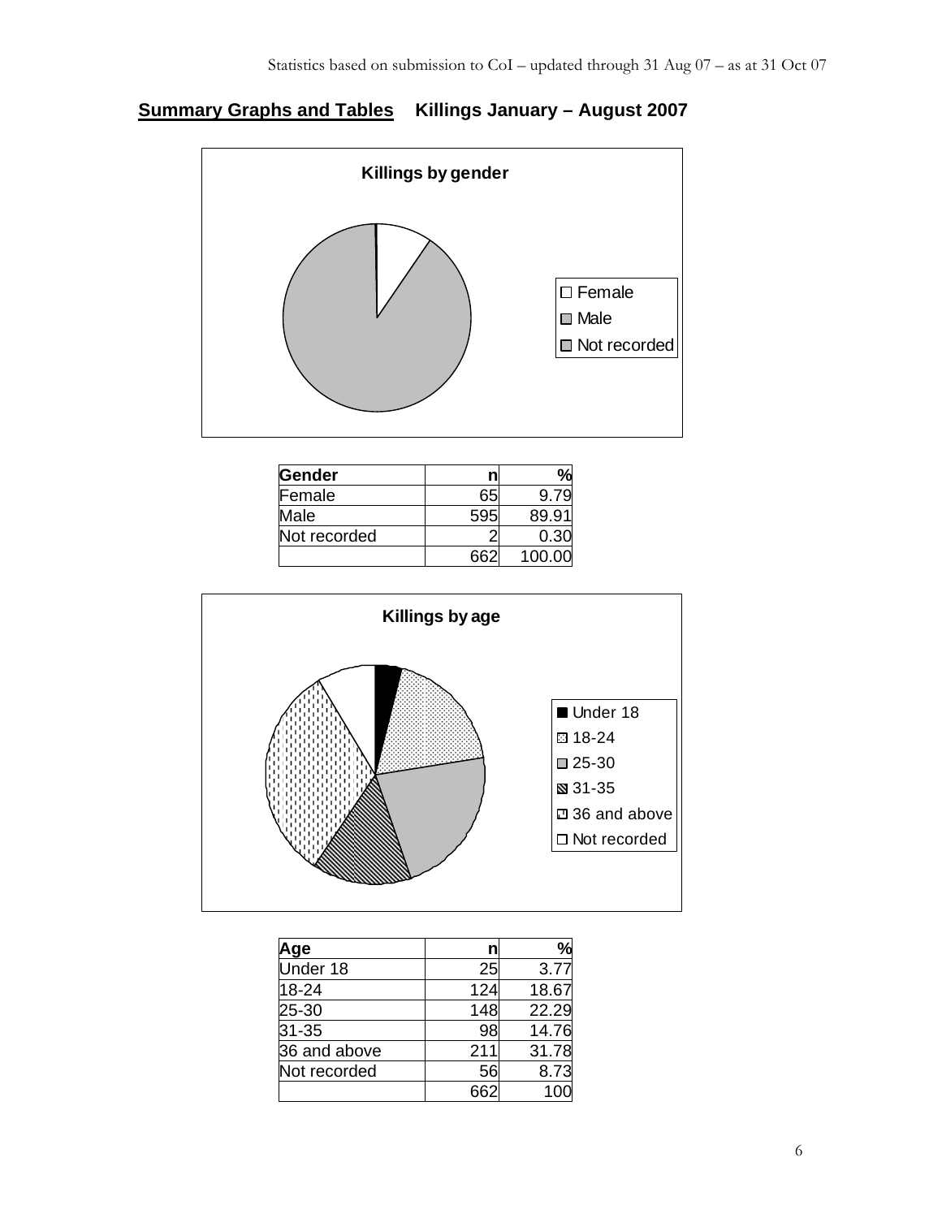## Summary Graphs and Tables Killings January – August 2007

**Killings by gender**

Female
Male
Not recorded

| Gender | n | % |
|---|---|---|
| Female | 65 | 9.79 |
| Male | 595 | 89.91 |
| Not recorded | 2 | 0.30 |
| | 662 | 100.00 |

**Killings by age**

Under 18
18-24
25-30
31-35
36 and above
Not recorded

| Age | n | % |
|---|---|---|
| Under 18 | 25 | 3.77 |
| 18-24 | 124 | 18.67 |
| 25-30 | 148 | 22.29 |
| 31-35 | 98 | 14.76 |
| 36 and above | 211 | 31.78 |
| Not recorded | 56 | 8.73 |
| | 662 | 100 |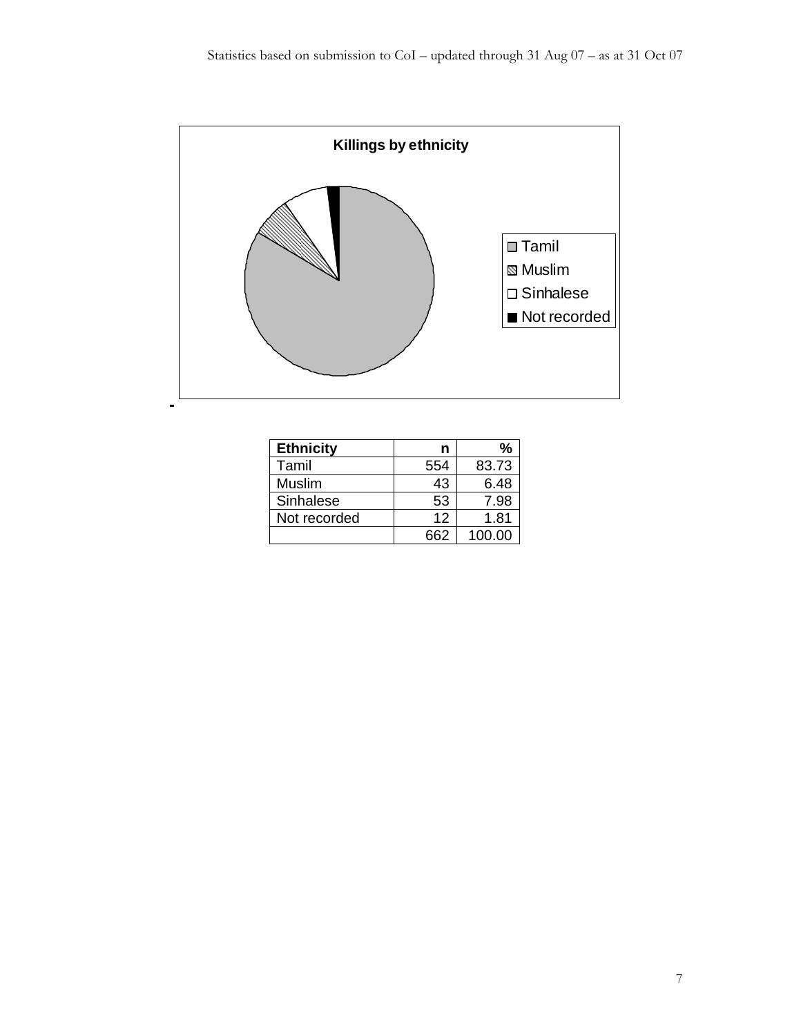Statistics based on submission to CoI – updated through 31 Aug 07 – as at 31 Oct 07

**Killings by ethnicity**

| Ethnicity | n | % |
|---|---|---|
| Tamil | 554 | 83.73 |
| Muslim | 43 | 6.48 |
| Sinhalese | 53 | 7.98 |
| Not recorded | 12 | 1.81 |
| | 662 | 100.00 |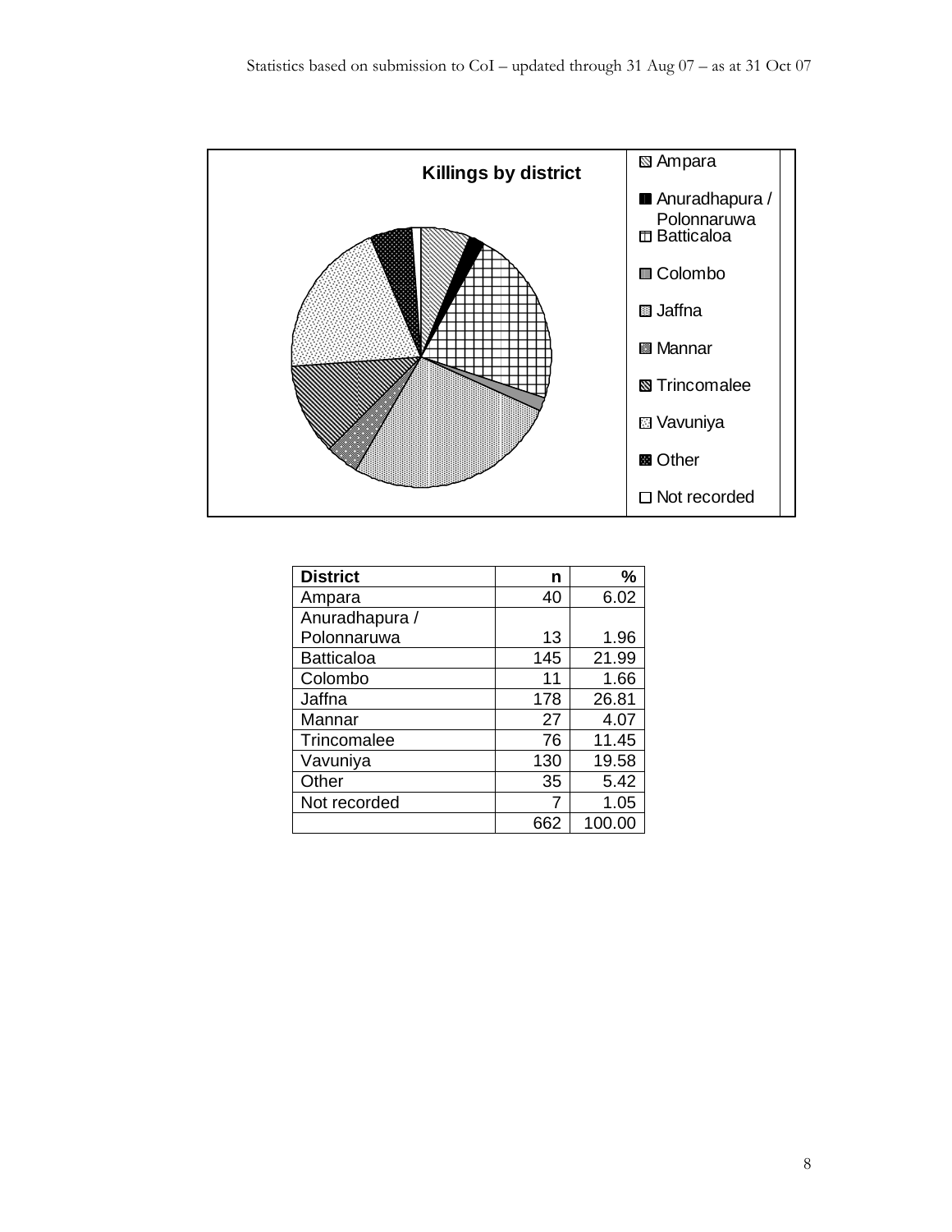**Killings by district**

| District | n | % |
|---|---|---|
| Ampara | 40 | 6.02 |
| Anuradhapura / Polonnaruwa | 13 | 1.96 |
| Batticaloa | 145 | 21.99 |
| Colombo | 11 | 1.66 |
| Jaffna | 178 | 26.81 |
| Mannar | 27 | 4.07 |
| Trincomalee | 76 | 11.45 |
| Vavuniya | 130 | 19.58 |
| Other | 35 | 5.42 |
| Not recorded | 7 | 1.05 |
| | 662 | 100.00 |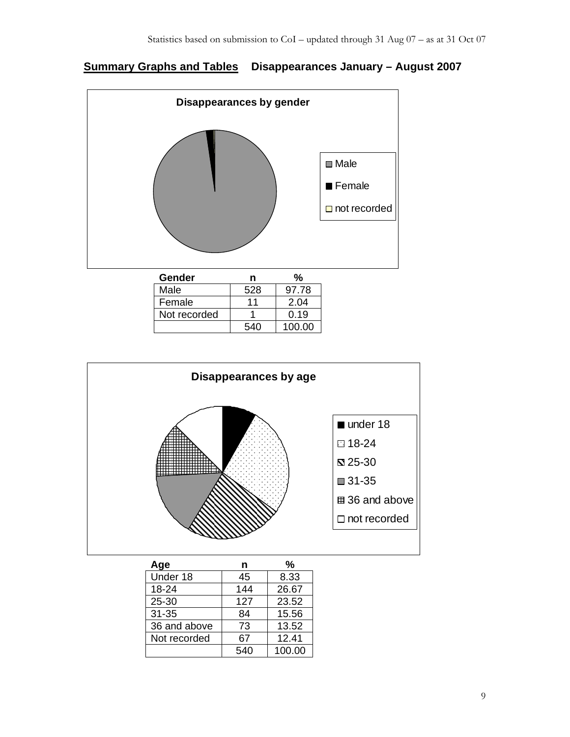Statistics based on submission to CoI – updated through 31 Aug 07 – as at 31 Oct 07

## **Summary Graphs and Tables** Disappearances January – August 2007

**Disappearances by gender**

- Male
- Female
- not recorded

| Gender | n | % |
|---|---|---|
| Male | 528 | 97.78 |
| Female | 11 | 2.04 |
| Not recorded | 1 | 0.19 |
| | 540 | 100.00 |

**Disappearances by age**

- under 18
- 18-24
- 25-30
- 31-35
- 36 and above
- not recorded

| Age | n | % |
|---|---|---|
| Under 18 | 45 | 8.33 |
| 18-24 | 144 | 26.67 |
| 25-30 | 127 | 23.52 |
| 31-35 | 84 | 15.56 |
| 36 and above | 73 | 13.52 |
| Not recorded | 67 | 12.41 |
| | 540 | 100.00 |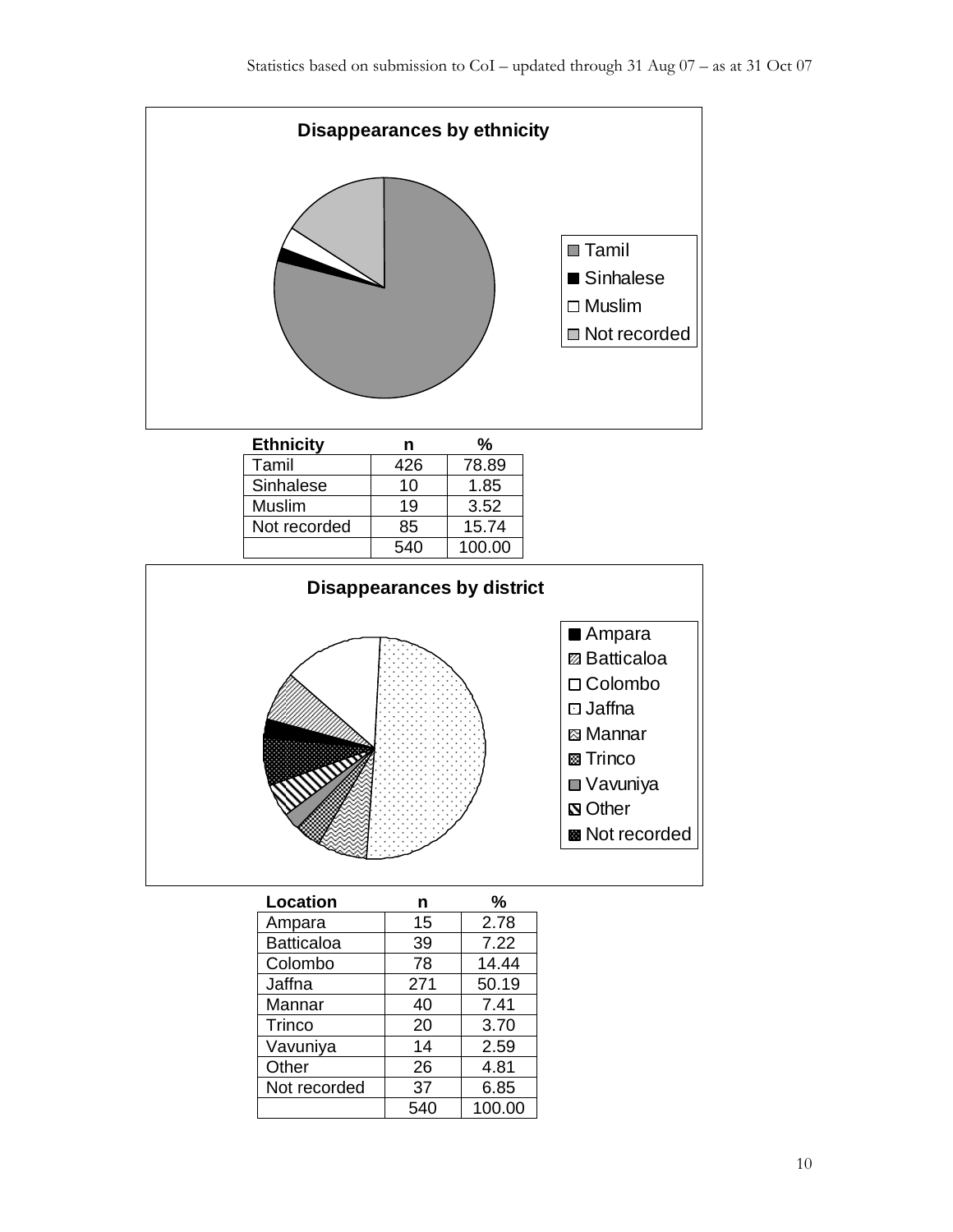Statistics based on submission to CoI – updated through 31 Aug 07 – as at 31 Oct 07

**Disappearances by ethnicity**

| Ethnicity | n | % |
|---|---|---|
| Tamil | 426 | 78.89 |
| Sinhalese | 10 | 1.85 |
| Muslim | 19 | 3.52 |
| Not recorded | 85 | 15.74 |
| | 540 | 100.00 |

**Disappearances by district**

| Location | n | % |
|---|---|---|
| Ampara | 15 | 2.78 |
| Batticaloa | 39 | 7.22 |
| Colombo | 78 | 14.44 |
| Jaffna | 271 | 50.19 |
| Mannar | 40 | 7.41 |
| Trinco | 20 | 3.70 |
| Vavuniya | 14 | 2.59 |
| Other | 26 | 4.81 |
| Not recorded | 37 | 6.85 |
| | 540 | 100.00 |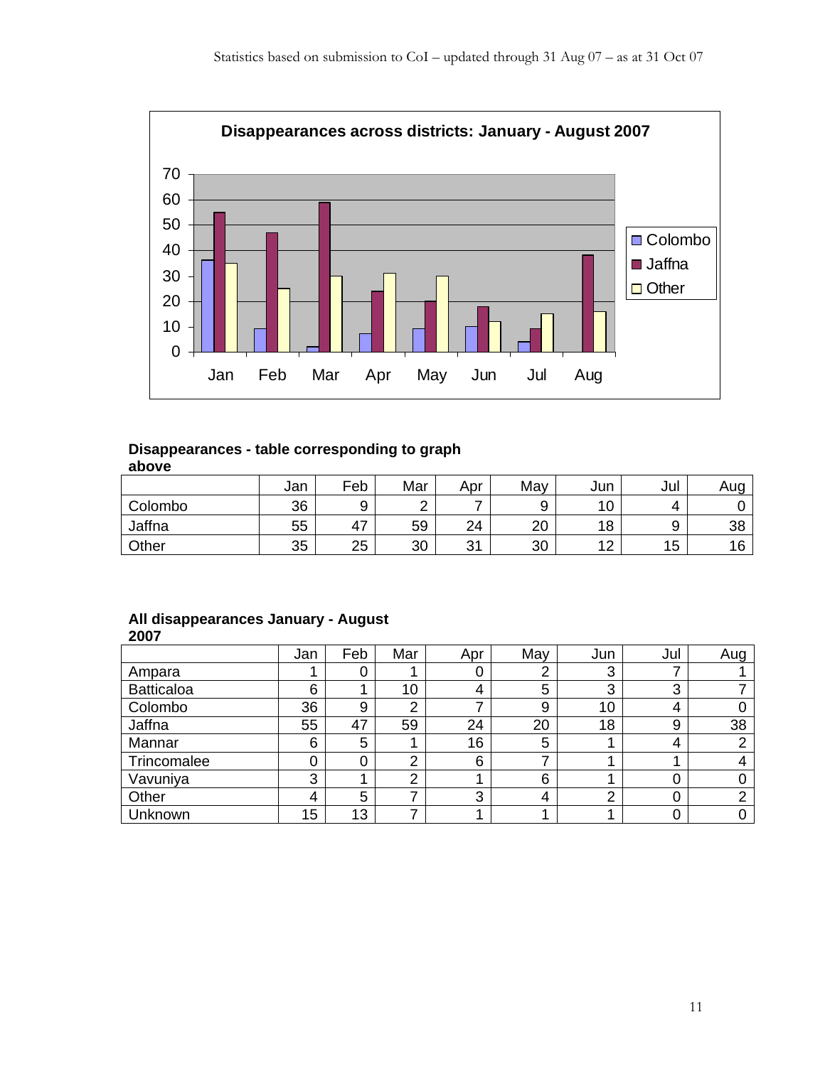Statistics based on submission to CoI – updated through 31 Aug 07 – as at 31 Oct 07

**Disappearances across districts: January - August 2007**

**Disappearances - table corresponding to graph above**

| | Jan | Feb | Mar | Apr | May | Jun | Jul | Aug |
|---|---|---|---|---|---|---|---|---|
| Colombo | 36 | 9 | 2 | 7 | 9 | 10 | 4 | 0 |
| Jaffna | 55 | 47 | 59 | 24 | 20 | 18 | 9 | 38 |
| Other | 35 | 25 | 30 | 31 | 30 | 12 | 15 | 16 |

**All disappearances January - August 2007**

| | Jan | Feb | Mar | Apr | May | Jun | Jul | Aug |
|---|---|---|---|---|---|---|---|---|
| Ampara | 1 | 0 | 1 | 0 | 2 | 3 | 7 | 1 |
| Batticaloa | 6 | 1 | 10 | 4 | 5 | 3 | 3 | 7 |
| Colombo | 36 | 9 | 2 | 7 | 9 | 10 | 4 | 0 |
| Jaffna | 55 | 47 | 59 | 24 | 20 | 18 | 9 | 38 |
| Mannar | 6 | 5 | 1 | 16 | 5 | 1 | 4 | 2 |
| Trincomalee | 0 | 0 | 2 | 6 | 7 | 1 | 1 | 4 |
| Vavuniya | 3 | 1 | 2 | 1 | 6 | 1 | 0 | 0 |
| Other | 4 | 5 | 7 | 3 | 4 | 2 | 0 | 2 |
| Unknown | 15 | 13 | 7 | 1 | 1 | 1 | 0 | 0 |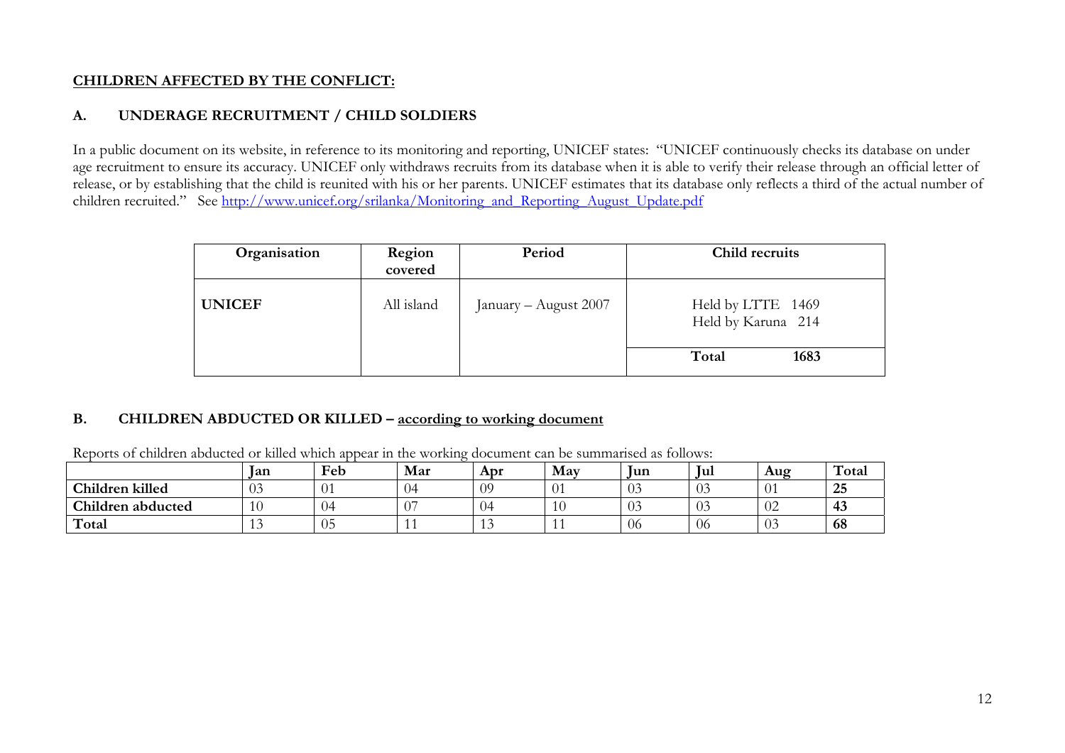**CHILDREN AFFECTED BY THE CONFLICT:**

## A. UNDERAGE RECRUITMENT / CHILD SOLDIERS

In a public document on its website, in reference to its monitoring and reporting, UNICEF states: "UNICEF continuously checks its database on under age recruitment to ensure its accuracy. UNICEF only withdraws recruits from its database when it is able to verify their release through an official letter of release, or by establishing that the child is reunited with his or her parents. UNICEF estimates that its database only reflects a third of the actual number of children recruited." See http://www.unicef.org/srilanka/Monitoring_and_Reporting_August_Update.pdf

| Organisation | Region covered | Period | Child recruits |
|---|---|---|---|
| **UNICEF** | All island | January – August 2007 | Held by LTTE 1469<br>Held by Karuna 214 |
| | | | **Total 1683** |

## B. CHILDREN ABDUCTED OR KILLED – according to working document

Reports of children abducted or killed which appear in the working document can be summarised as follows:

| | Jan | Feb | Mar | Apr | May | Jun | Jul | Aug | Total |
|---|---|---|---|---|---|---|---|---|---|
| **Children killed** | 03 | 01 | 04 | 09 | 01 | 03 | 03 | 01 | **25** |
| **Children abducted** | 10 | 04 | 07 | 04 | 10 | 03 | 03 | 02 | **43** |
| **Total** | 13 | 05 | 11 | 13 | 11 | 06 | 06 | 03 | **68** |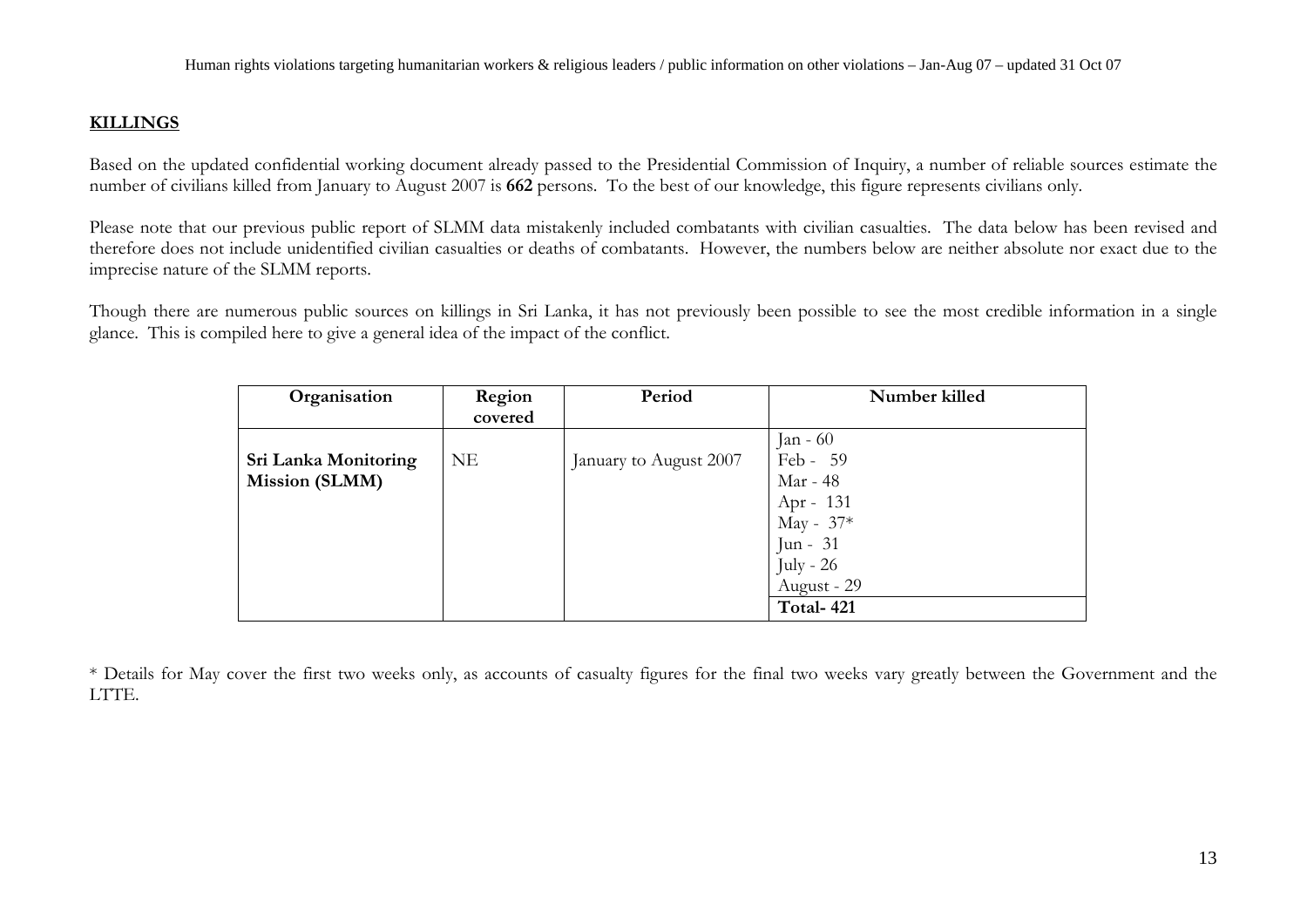## **KILLINGS**

Based on the updated confidential working document already passed to the Presidential Commission of Inquiry, a number of reliable sources estimate the number of civilians killed from January to August 2007 is **662** persons. To the best of our knowledge, this figure represents civilians only.

Please note that our previous public report of SLMM data mistakenly included combatants with civilian casualties. The data below has been revised and therefore does not include unidentified civilian casualties or deaths of combatants. However, the numbers below are neither absolute nor exact due to the imprecise nature of the SLMM reports.

Though there are numerous public sources on killings in Sri Lanka, it has not previously been possible to see the most credible information in a single glance. This is compiled here to give a general idea of the impact of the conflict.

| Organisation | Region covered | Period | Number killed |
|---|---|---|---|
| **Sri Lanka Monitoring Mission (SLMM)** | NE | January to August 2007 | Jan - 60<br>Feb - 59<br>Mar - 48<br>Apr - 131<br>May - 37*<br>Jun - 31<br>July - 26<br>August - 29 |
| | | | **Total- 421** |

* Details for May cover the first two weeks only, as accounts of casualty figures for the final two weeks vary greatly between the Government and the LTTE.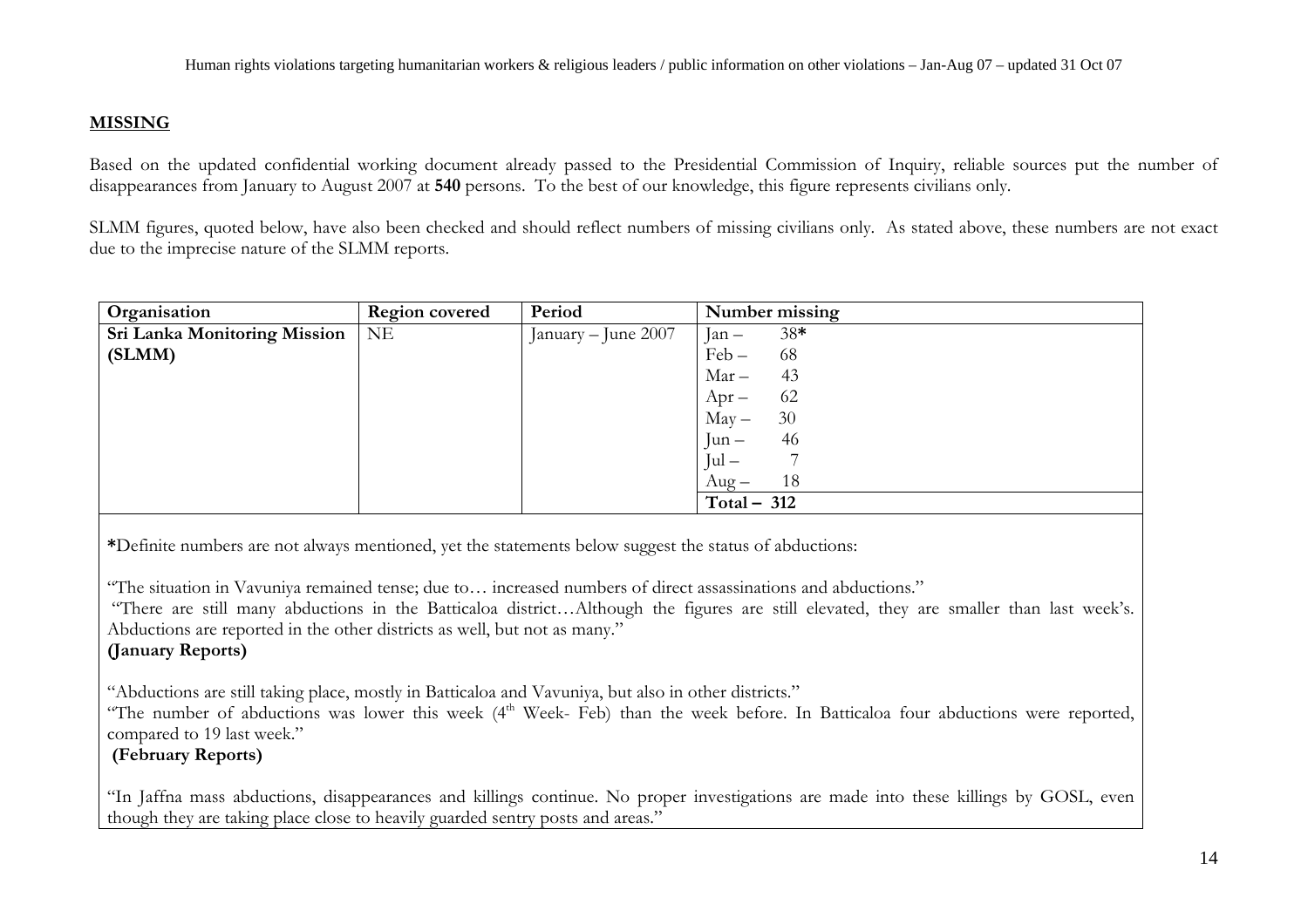## MISSING

Based on the updated confidential working document already passed to the Presidential Commission of Inquiry, reliable sources put the number of disappearances from January to August 2007 at **540** persons. To the best of our knowledge, this figure represents civilians only.

SLMM figures, quoted below, have also been checked and should reflect numbers of missing civilians only. As stated above, these numbers are not exact due to the imprecise nature of the SLMM reports.

| Organisation | Region covered | Period | Number missing |
|---|---|---|---|
| **Sri Lanka Monitoring Mission (SLMM)** | NE | January – June 2007 | Jan – 38**\***<br>Feb – 68<br>Mar – 43<br>Apr – 62<br>May – 30<br>Jun – 46<br>Jul – 7<br>Aug – 18 |
| | | | **Total – 312** |

**\***Definite numbers are not always mentioned, yet the statements below suggest the status of abductions:

"The situation in Vavuniya remained tense; due to… increased numbers of direct assassinations and abductions."
"There are still many abductions in the Batticaloa district…Although the figures are still elevated, they are smaller than last week's. Abductions are reported in the other districts as well, but not as many."
**(January Reports)**

"Abductions are still taking place, mostly in Batticaloa and Vavuniya, but also in other districts."
"The number of abductions was lower this week (4th Week- Feb) than the week before. In Batticaloa four abductions were reported, compared to 19 last week."
**(February Reports)**

"In Jaffna mass abductions, disappearances and killings continue. No proper investigations are made into these killings by GOSL, even though they are taking place close to heavily guarded sentry posts and areas."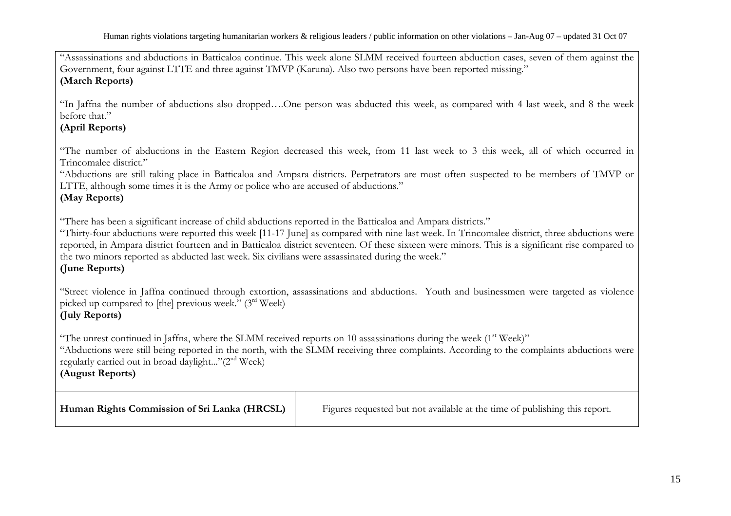"Assassinations and abductions in Batticaloa continue. This week alone SLMM received fourteen abduction cases, seven of them against the Government, four against LTTE and three against TMVP (Karuna). Also two persons have been reported missing."
**(March Reports)**

"In Jaffna the number of abductions also dropped….One person was abducted this week, as compared with 4 last week, and 8 the week before that."
**(April Reports)**

"The number of abductions in the Eastern Region decreased this week, from 11 last week to 3 this week, all of which occurred in Trincomalee district."
"Abductions are still taking place in Batticaloa and Ampara districts. Perpetrators are most often suspected to be members of TMVP or LTTE, although some times it is the Army or police who are accused of abductions."
**(May Reports)**

"There has been a significant increase of child abductions reported in the Batticaloa and Ampara districts."
"Thirty-four abductions were reported this week [11-17 June] as compared with nine last week. In Trincomalee district, three abductions were reported, in Ampara district fourteen and in Batticaloa district seventeen. Of these sixteen were minors. This is a significant rise compared to the two minors reported as abducted last week. Six civilians were assassinated during the week."
**(June Reports)**

"Street violence in Jaffna continued through extortion, assassinations and abductions. Youth and businessmen were targeted as violence picked up compared to [the] previous week." (3rd Week)
**(July Reports)**

"The unrest continued in Jaffna, where the SLMM received reports on 10 assassinations during the week (1st Week)"
"Abductions were still being reported in the north, with the SLMM receiving three complaints. According to the complaints abductions were regularly carried out in broad daylight..."(2nd Week)
**(August Reports)**

| | |
|---|---|
| **Human Rights Commission of Sri Lanka (HRCSL)** | Figures requested but not available at the time of publishing this report. |